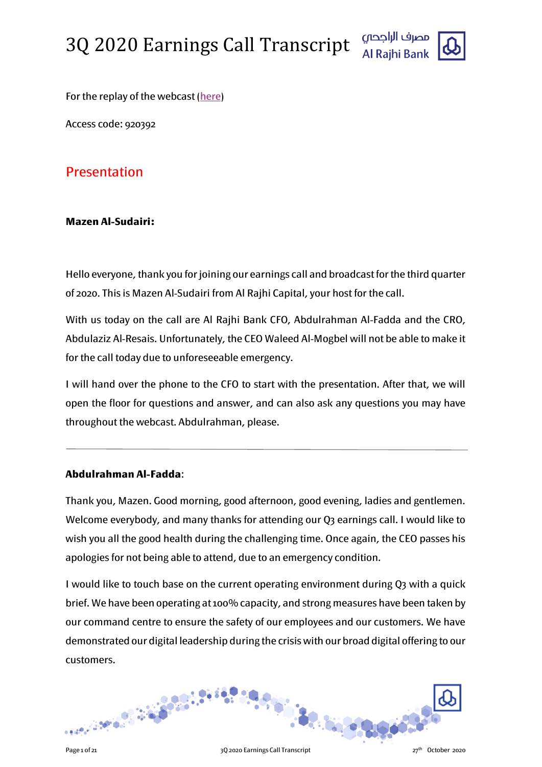# 3Q 2020 Earnings Call Transcript

For the replay of the webcast (here)

Access code: 920392

## Presentation

**Mazen Al-Sudairi:**

Hello everyone, thank you for joining our earnings call and broadcast for the third quarter of 2020. This is Mazen Al-Sudairi from Al Rajhi Capital, your host for the call.

With us today on the call are Al Rajhi Bank CFO, Abdulrahman Al-Fadda and the CRO, Abdulaziz Al-Resais. Unfortunately, the CEO Waleed Al-Mogbel will not be able to make it for the call today due to unforeseeable emergency.

I will hand over the phone to the CFO to start with the presentation. After that, we will open the floor for questions and answer, and can also ask any questions you may have throughout the webcast. Abdulrahman, please.

---

**Abdulrahman Al-Fadda**:

Thank you, Mazen. Good morning, good afternoon, good evening, ladies and gentlemen. Welcome everybody, and many thanks for attending our Q3 earnings call. I would like to wish you all the good health during the challenging time. Once again, the CEO passes his apologies for not being able to attend, due to an emergency condition.

I would like to touch base on the current operating environment during Q3 with a quick brief. We have been operating at 100% capacity, and strong measures have been taken by our command centre to ensure the safety of our employees and our customers. We have demonstrated our digital leadership during the crisis with our broad digital offering to our customers.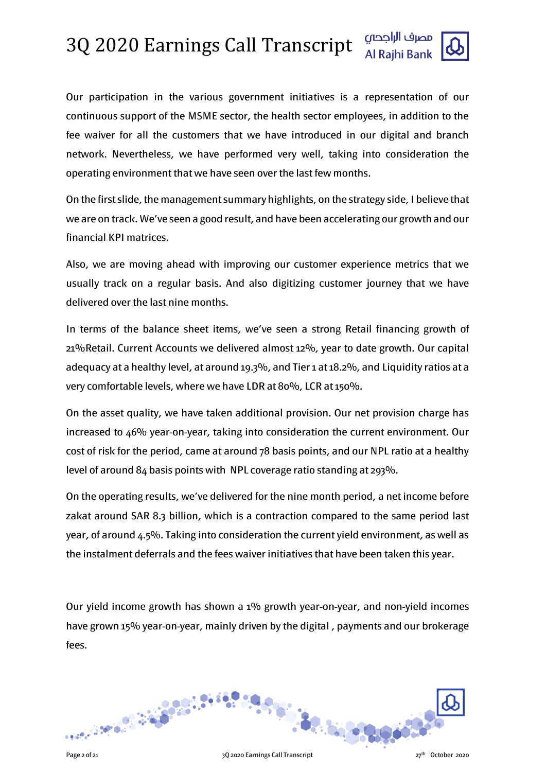Our participation in the various government initiatives is a representation of our continuous support of the MSME sector, the health sector employees, in addition to the fee waiver for all the customers that we have introduced in our digital and branch network. Nevertheless, we have performed very well, taking into consideration the operating environment that we have seen over the last few months.

On the first slide, the management summary highlights, on the strategy side, I believe that we are on track. We've seen a good result, and have been accelerating our growth and our financial KPI matrices.

Also, we are moving ahead with improving our customer experience metrics that we usually track on a regular basis. And also digitizing customer journey that we have delivered over the last nine months.

In terms of the balance sheet items, we've seen a strong Retail financing growth of 21%Retail. Current Accounts we delivered almost 12%, year to date growth. Our capital adequacy at a healthy level, at around 19.3%, and Tier 1 at 18.2%, and Liquidity ratios at a very comfortable levels, where we have LDR at 80%, LCR at 150%.

On the asset quality, we have taken additional provision. Our net provision charge has increased to 46% year-on-year, taking into consideration the current environment. Our cost of risk for the period, came at around 78 basis points, and our NPL ratio at a healthy level of around 84 basis points with NPL coverage ratio standing at 293%.

On the operating results, we've delivered for the nine month period, a net income before zakat around SAR 8.3 billion, which is a contraction compared to the same period last year, of around 4.5%. Taking into consideration the current yield environment, as well as the instalment deferrals and the fees waiver initiatives that have been taken this year.

Our yield income growth has shown a 1% growth year-on-year, and non-yield incomes have grown 15% year-on-year, mainly driven by the digital , payments and our brokerage fees.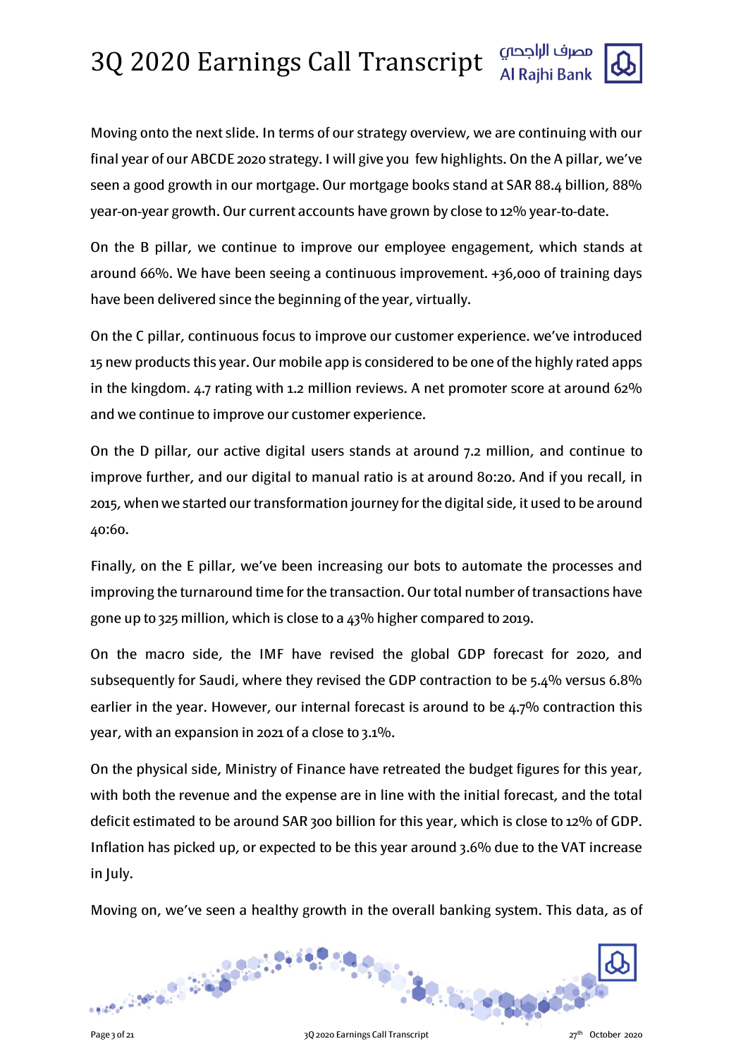Moving onto the next slide. In terms of our strategy overview, we are continuing with our final year of our ABCDE 2020 strategy. I will give you few highlights. On the A pillar, we've seen a good growth in our mortgage. Our mortgage books stand at SAR 88.4 billion, 88% year-on-year growth. Our current accounts have grown by close to 12% year-to-date.

On the B pillar, we continue to improve our employee engagement, which stands at around 66%. We have been seeing a continuous improvement. +36,000 of training days have been delivered since the beginning of the year, virtually.

On the C pillar, continuous focus to improve our customer experience. we've introduced 15 new products this year. Our mobile app is considered to be one of the highly rated apps in the kingdom. 4.7 rating with 1.2 million reviews. A net promoter score at around 62% and we continue to improve our customer experience.

On the D pillar, our active digital users stands at around 7.2 million, and continue to improve further, and our digital to manual ratio is at around 80:20. And if you recall, in 2015, when we started our transformation journey for the digital side, it used to be around 40:60.

Finally, on the E pillar, we've been increasing our bots to automate the processes and improving the turnaround time for the transaction. Our total number of transactions have gone up to 325 million, which is close to a 43% higher compared to 2019.

On the macro side, the IMF have revised the global GDP forecast for 2020, and subsequently for Saudi, where they revised the GDP contraction to be 5.4% versus 6.8% earlier in the year. However, our internal forecast is around to be 4.7% contraction this year, with an expansion in 2021 of a close to 3.1%.

On the physical side, Ministry of Finance have retreated the budget figures for this year, with both the revenue and the expense are in line with the initial forecast, and the total deficit estimated to be around SAR 300 billion for this year, which is close to 12% of GDP. Inflation has picked up, or expected to be this year around 3.6% due to the VAT increase in July.

Moving on, we've seen a healthy growth in the overall banking system. This data, as of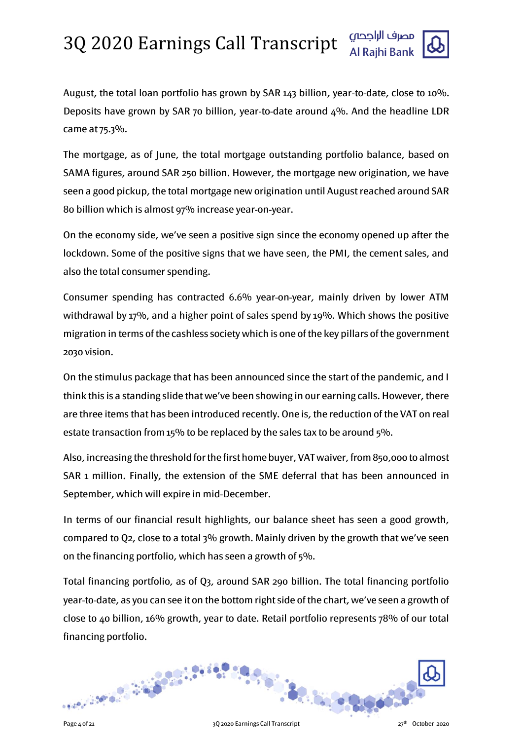August, the total loan portfolio has grown by SAR 143 billion, year-to-date, close to 10%. Deposits have grown by SAR 70 billion, year-to-date around 4%. And the headline LDR came at 75.3%.

The mortgage, as of June, the total mortgage outstanding portfolio balance, based on SAMA figures, around SAR 250 billion. However, the mortgage new origination, we have seen a good pickup, the total mortgage new origination until August reached around SAR 80 billion which is almost 97% increase year-on-year.

On the economy side, we've seen a positive sign since the economy opened up after the lockdown. Some of the positive signs that we have seen, the PMI, the cement sales, and also the total consumer spending.

Consumer spending has contracted 6.6% year-on-year, mainly driven by lower ATM withdrawal by 17%, and a higher point of sales spend by 19%. Which shows the positive migration in terms of the cashless society which is one of the key pillars of the government 2030 vision.

On the stimulus package that has been announced since the start of the pandemic, and I think this is a standing slide that we've been showing in our earning calls. However, there are three items that has been introduced recently. One is, the reduction of the VAT on real estate transaction from 15% to be replaced by the sales tax to be around 5%.

Also, increasing the threshold for the first home buyer, VAT waiver, from 850,000 to almost SAR 1 million. Finally, the extension of the SME deferral that has been announced in September, which will expire in mid-December.

In terms of our financial result highlights, our balance sheet has seen a good growth, compared to Q2, close to a total 3% growth. Mainly driven by the growth that we've seen on the financing portfolio, which has seen a growth of 5%.

Total financing portfolio, as of Q3, around SAR 290 billion. The total financing portfolio year-to-date, as you can see it on the bottom right side of the chart, we've seen a growth of close to 40 billion, 16% growth, year to date. Retail portfolio represents 78% of our total financing portfolio.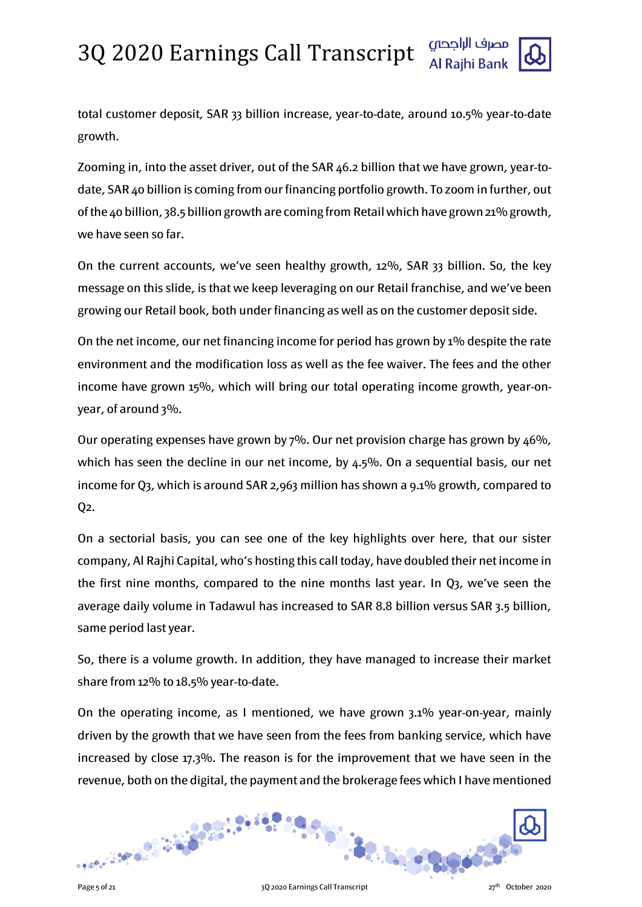total customer deposit, SAR 33 billion increase, year-to-date, around 10.5% year-to-date growth.

Zooming in, into the asset driver, out of the SAR 46.2 billion that we have grown, year-to-date, SAR 40 billion is coming from our financing portfolio growth. To zoom in further, out of the 40 billion, 38.5 billion growth are coming from Retail which have grown 21% growth, we have seen so far.

On the current accounts, we've seen healthy growth, 12%, SAR 33 billion. So, the key message on this slide, is that we keep leveraging on our Retail franchise, and we've been growing our Retail book, both under financing as well as on the customer deposit side.

On the net income, our net financing income for period has grown by 1% despite the rate environment and the modification loss as well as the fee waiver. The fees and the other income have grown 15%, which will bring our total operating income growth, year-on-year, of around 3%.

Our operating expenses have grown by 7%. Our net provision charge has grown by 46%, which has seen the decline in our net income, by 4.5%. On a sequential basis, our net income for Q3, which is around SAR 2,963 million has shown a 9.1% growth, compared to Q2.

On a sectorial basis, you can see one of the key highlights over here, that our sister company, Al Rajhi Capital, who's hosting this call today, have doubled their net income in the first nine months, compared to the nine months last year. In Q3, we've seen the average daily volume in Tadawul has increased to SAR 8.8 billion versus SAR 3.5 billion, same period last year.

So, there is a volume growth. In addition, they have managed to increase their market share from 12% to 18.5% year-to-date.

On the operating income, as I mentioned, we have grown 3.1% year-on-year, mainly driven by the growth that we have seen from the fees from banking service, which have increased by close 17.3%. The reason is for the improvement that we have seen in the revenue, both on the digital, the payment and the brokerage fees which I have mentioned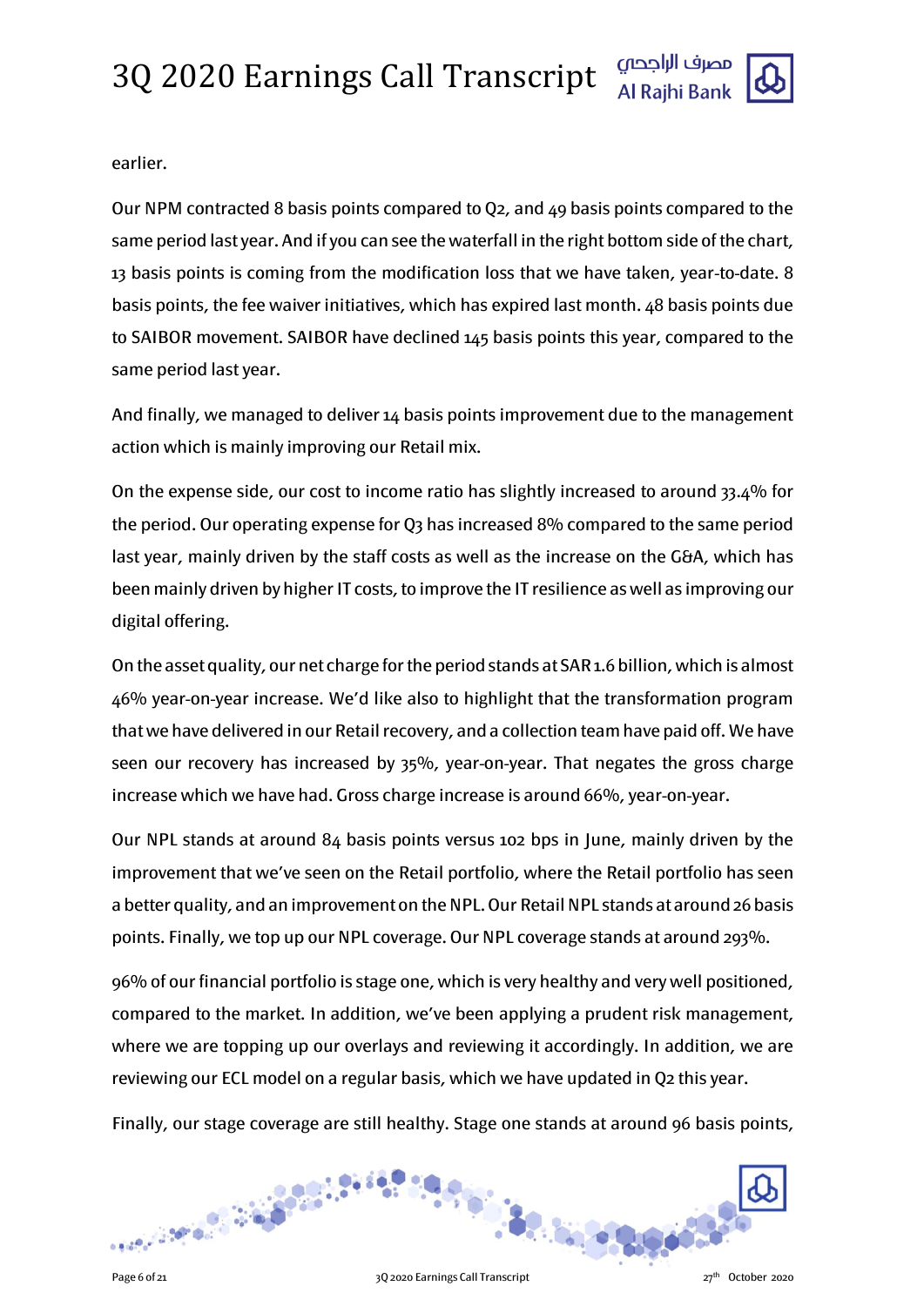earlier.

Our NPM contracted 8 basis points compared to Q2, and 49 basis points compared to the same period last year. And if you can see the waterfall in the right bottom side of the chart, 13 basis points is coming from the modification loss that we have taken, year-to-date. 8 basis points, the fee waiver initiatives, which has expired last month. 48 basis points due to SAIBOR movement. SAIBOR have declined 145 basis points this year, compared to the same period last year.

And finally, we managed to deliver 14 basis points improvement due to the management action which is mainly improving our Retail mix.

On the expense side, our cost to income ratio has slightly increased to around 33.4% for the period. Our operating expense for Q3 has increased 8% compared to the same period last year, mainly driven by the staff costs as well as the increase on the G&A, which has been mainly driven by higher IT costs, to improve the IT resilience as well as improving our digital offering.

On the asset quality, our net charge for the period stands at SAR 1.6 billion, which is almost 46% year-on-year increase. We'd like also to highlight that the transformation program that we have delivered in our Retail recovery, and a collection team have paid off. We have seen our recovery has increased by 35%, year-on-year. That negates the gross charge increase which we have had. Gross charge increase is around 66%, year-on-year.

Our NPL stands at around 84 basis points versus 102 bps in June, mainly driven by the improvement that we've seen on the Retail portfolio, where the Retail portfolio has seen a better quality, and an improvement on the NPL. Our Retail NPL stands at around 26 basis points. Finally, we top up our NPL coverage. Our NPL coverage stands at around 293%.

96% of our financial portfolio is stage one, which is very healthy and very well positioned, compared to the market. In addition, we've been applying a prudent risk management, where we are topping up our overlays and reviewing it accordingly. In addition, we are reviewing our ECL model on a regular basis, which we have updated in Q2 this year.

Finally, our stage coverage are still healthy. Stage one stands at around 96 basis points,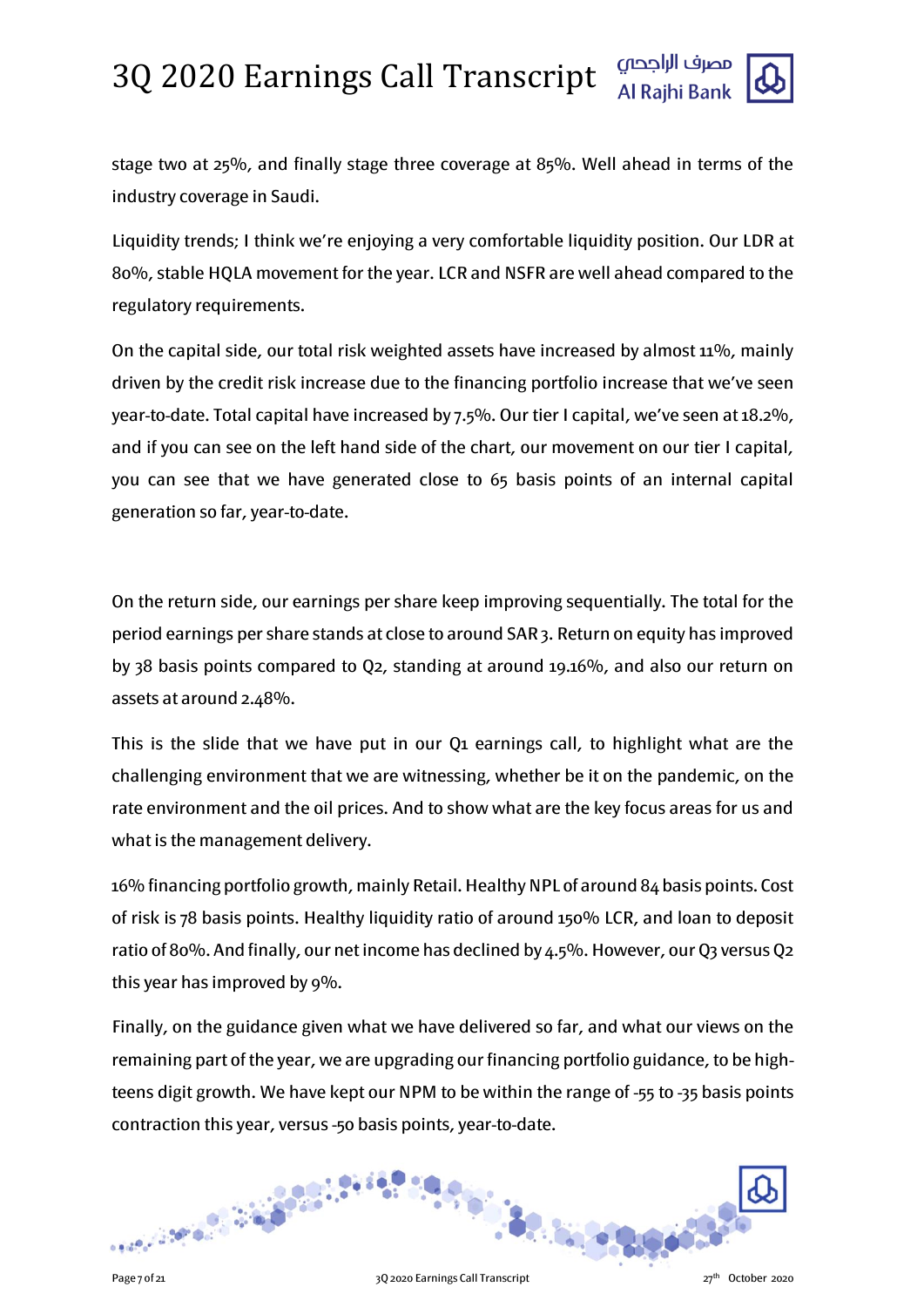stage two at 25%, and finally stage three coverage at 85%. Well ahead in terms of the industry coverage in Saudi.

Liquidity trends; I think we're enjoying a very comfortable liquidity position. Our LDR at 80%, stable HQLA movement for the year. LCR and NSFR are well ahead compared to the regulatory requirements.

On the capital side, our total risk weighted assets have increased by almost 11%, mainly driven by the credit risk increase due to the financing portfolio increase that we've seen year-to-date. Total capital have increased by 7.5%. Our tier I capital, we've seen at 18.2%, and if you can see on the left hand side of the chart, our movement on our tier I capital, you can see that we have generated close to 65 basis points of an internal capital generation so far, year-to-date.

On the return side, our earnings per share keep improving sequentially. The total for the period earnings per share stands at close to around SAR 3. Return on equity has improved by 38 basis points compared to Q2, standing at around 19.16%, and also our return on assets at around 2.48%.

This is the slide that we have put in our Q1 earnings call, to highlight what are the challenging environment that we are witnessing, whether be it on the pandemic, on the rate environment and the oil prices. And to show what are the key focus areas for us and what is the management delivery.

16% financing portfolio growth, mainly Retail. Healthy NPL of around 84 basis points. Cost of risk is 78 basis points. Healthy liquidity ratio of around 150% LCR, and loan to deposit ratio of 80%. And finally, our net income has declined by 4.5%. However, our Q3 versus Q2 this year has improved by 9%.

Finally, on the guidance given what we have delivered so far, and what our views on the remaining part of the year, we are upgrading our financing portfolio guidance, to be high-teens digit growth. We have kept our NPM to be within the range of -55 to -35 basis points contraction this year, versus -50 basis points, year-to-date.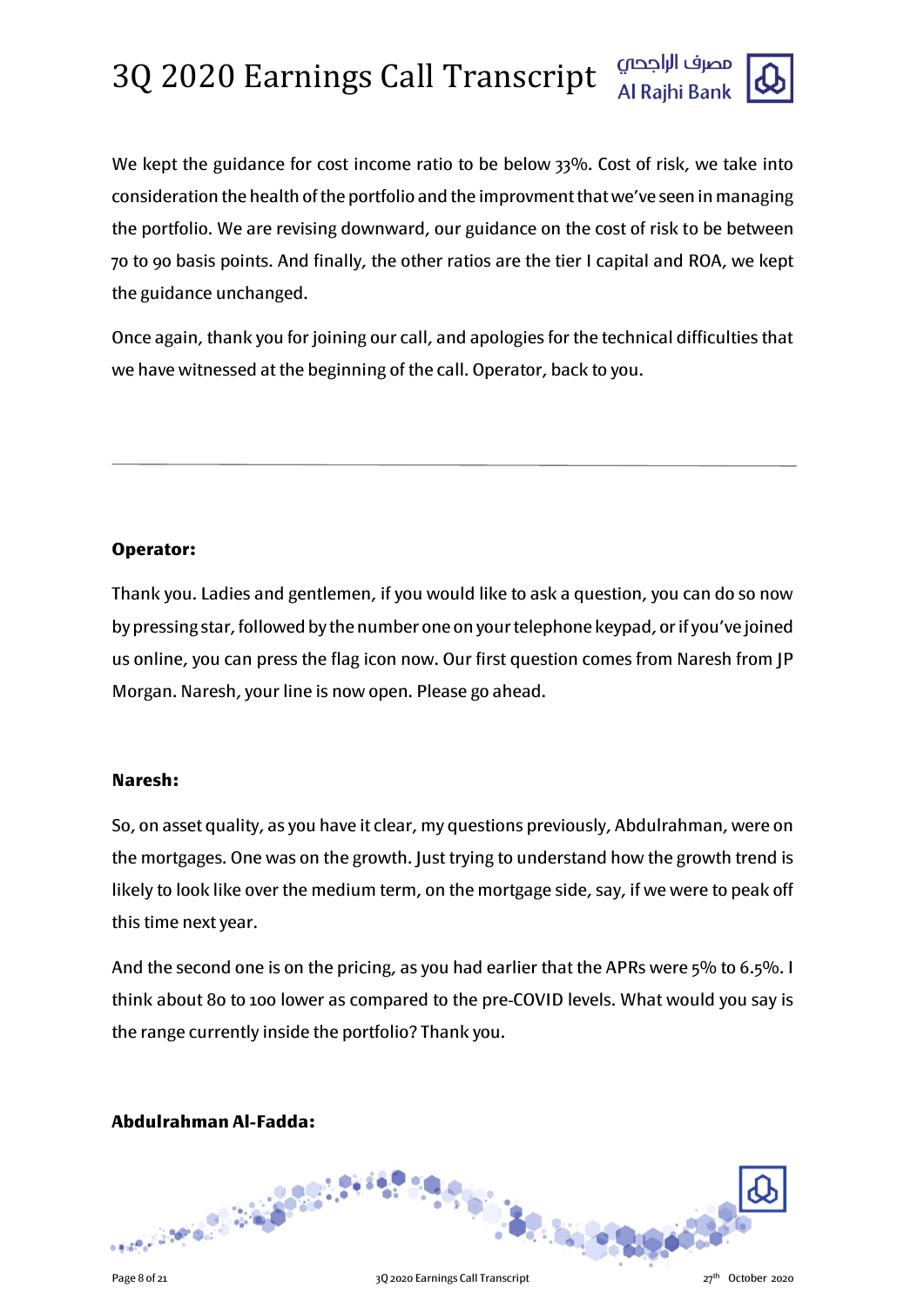We kept the guidance for cost income ratio to be below 33%. Cost of risk, we take into consideration the health of the portfolio and the improvment that we've seen in managing the portfolio. We are revising downward, our guidance on the cost of risk to be between 70 to 90 basis points. And finally, the other ratios are the tier I capital and ROA, we kept the guidance unchanged.

Once again, thank you for joining our call, and apologies for the technical difficulties that we have witnessed at the beginning of the call. Operator, back to you.

---

**Operator:**

Thank you. Ladies and gentlemen, if you would like to ask a question, you can do so now by pressing star, followed by the number one on your telephone keypad, or if you've joined us online, you can press the flag icon now. Our first question comes from Naresh from JP Morgan. Naresh, your line is now open. Please go ahead.

**Naresh:**

So, on asset quality, as you have it clear, my questions previously, Abdulrahman, were on the mortgages. One was on the growth. Just trying to understand how the growth trend is likely to look like over the medium term, on the mortgage side, say, if we were to peak off this time next year.

And the second one is on the pricing, as you had earlier that the APRs were 5% to 6.5%. I think about 80 to 100 lower as compared to the pre-COVID levels. What would you say is the range currently inside the portfolio? Thank you.

**Abdulrahman Al-Fadda:**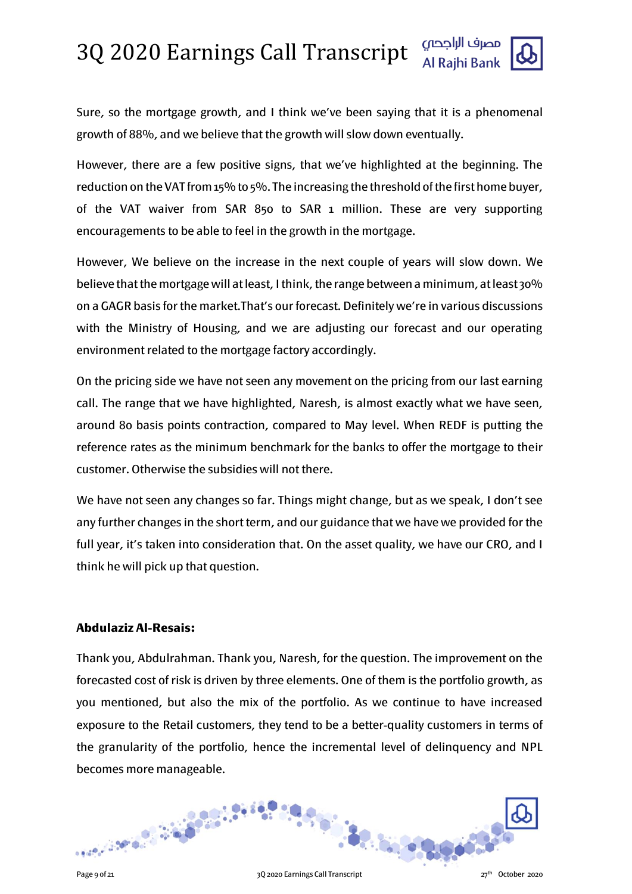Sure, so the mortgage growth, and I think we've been saying that it is a phenomenal growth of 88%, and we believe that the growth will slow down eventually.

However, there are a few positive signs, that we've highlighted at the beginning. The reduction on the VAT from 15% to 5%. The increasing the threshold of the first home buyer, of the VAT waiver from SAR 850 to SAR 1 million. These are very supporting encouragements to be able to feel in the growth in the mortgage.

However, We believe on the increase in the next couple of years will slow down. We believe that the mortgage will at least, I think, the range between a minimum, at least 30% on a GAGR basis for the market.That's our forecast. Definitely we're in various discussions with the Ministry of Housing, and we are adjusting our forecast and our operating environment related to the mortgage factory accordingly.

On the pricing side we have not seen any movement on the pricing from our last earning call. The range that we have highlighted, Naresh, is almost exactly what we have seen, around 80 basis points contraction, compared to May level. When REDF is putting the reference rates as the minimum benchmark for the banks to offer the mortgage to their customer. Otherwise the subsidies will not there.

We have not seen any changes so far. Things might change, but as we speak, I don't see any further changes in the short term, and our guidance that we have we provided for the full year, it's taken into consideration that. On the asset quality, we have our CRO, and I think he will pick up that question.

**Abdulaziz Al-Resais:**

Thank you, Abdulrahman. Thank you, Naresh, for the question. The improvement on the forecasted cost of risk is driven by three elements. One of them is the portfolio growth, as you mentioned, but also the mix of the portfolio. As we continue to have increased exposure to the Retail customers, they tend to be a better-quality customers in terms of the granularity of the portfolio, hence the incremental level of delinquency and NPL becomes more manageable.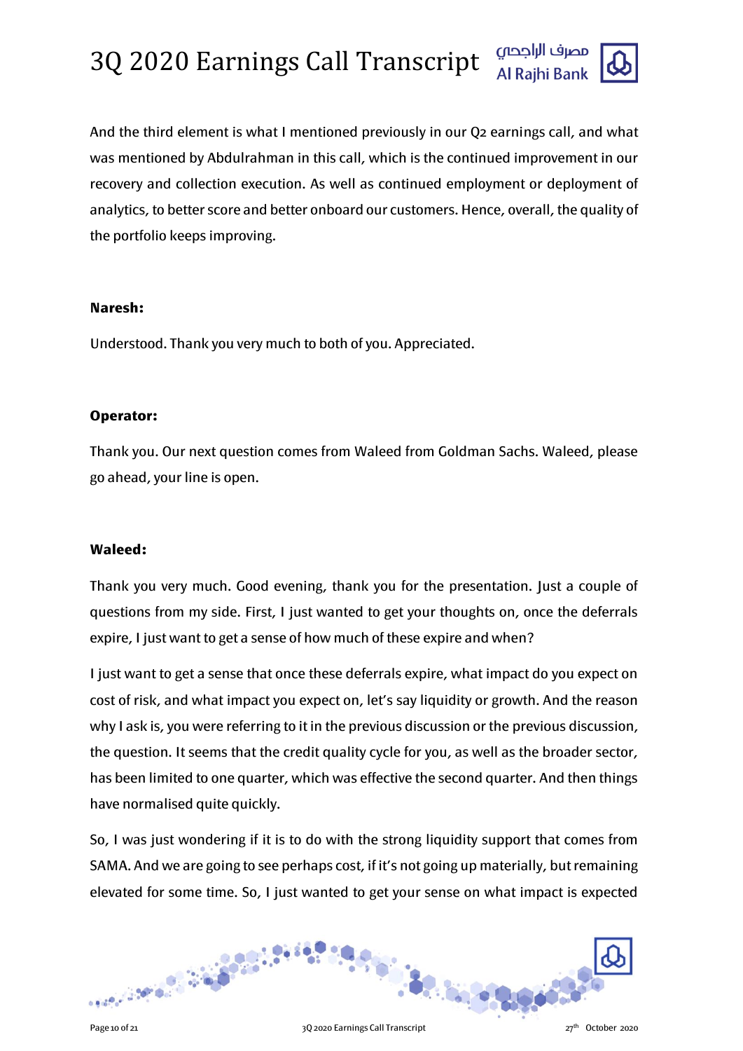And the third element is what I mentioned previously in our Q2 earnings call, and what was mentioned by Abdulrahman in this call, which is the continued improvement in our recovery and collection execution. As well as continued employment or deployment of analytics, to better score and better onboard our customers. Hence, overall, the quality of the portfolio keeps improving.

**Naresh:**

Understood. Thank you very much to both of you. Appreciated.

**Operator:**

Thank you. Our next question comes from Waleed from Goldman Sachs. Waleed, please go ahead, your line is open.

**Waleed:**

Thank you very much. Good evening, thank you for the presentation. Just a couple of questions from my side. First, I just wanted to get your thoughts on, once the deferrals expire, I just want to get a sense of how much of these expire and when?

I just want to get a sense that once these deferrals expire, what impact do you expect on cost of risk, and what impact you expect on, let's say liquidity or growth. And the reason why I ask is, you were referring to it in the previous discussion or the previous discussion, the question. It seems that the credit quality cycle for you, as well as the broader sector, has been limited to one quarter, which was effective the second quarter. And then things have normalised quite quickly.

So, I was just wondering if it is to do with the strong liquidity support that comes from SAMA. And we are going to see perhaps cost, if it's not going up materially, but remaining elevated for some time. So, I just wanted to get your sense on what impact is expected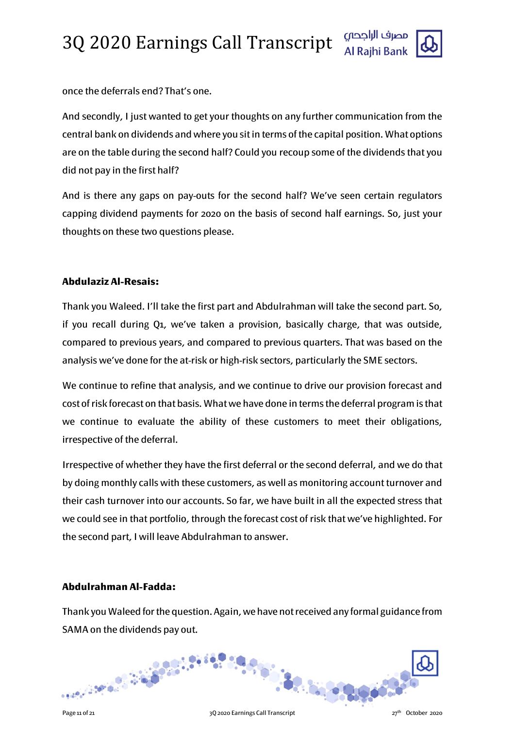once the deferrals end? That's one.

And secondly, I just wanted to get your thoughts on any further communication from the central bank on dividends and where you sit in terms of the capital position. What options are on the table during the second half? Could you recoup some of the dividends that you did not pay in the first half?

And is there any gaps on pay-outs for the second half? We've seen certain regulators capping dividend payments for 2020 on the basis of second half earnings. So, just your thoughts on these two questions please.

**Abdulaziz Al-Resais:**

Thank you Waleed. I'll take the first part and Abdulrahman will take the second part. So, if you recall during Q1, we've taken a provision, basically charge, that was outside, compared to previous years, and compared to previous quarters. That was based on the analysis we've done for the at-risk or high-risk sectors, particularly the SME sectors.

We continue to refine that analysis, and we continue to drive our provision forecast and cost of risk forecast on that basis. What we have done in terms the deferral program is that we continue to evaluate the ability of these customers to meet their obligations, irrespective of the deferral.

Irrespective of whether they have the first deferral or the second deferral, and we do that by doing monthly calls with these customers, as well as monitoring account turnover and their cash turnover into our accounts. So far, we have built in all the expected stress that we could see in that portfolio, through the forecast cost of risk that we've highlighted. For the second part, I will leave Abdulrahman to answer.

**Abdulrahman Al-Fadda:**

Thank you Waleed for the question. Again, we have not received any formal guidance from SAMA on the dividends pay out.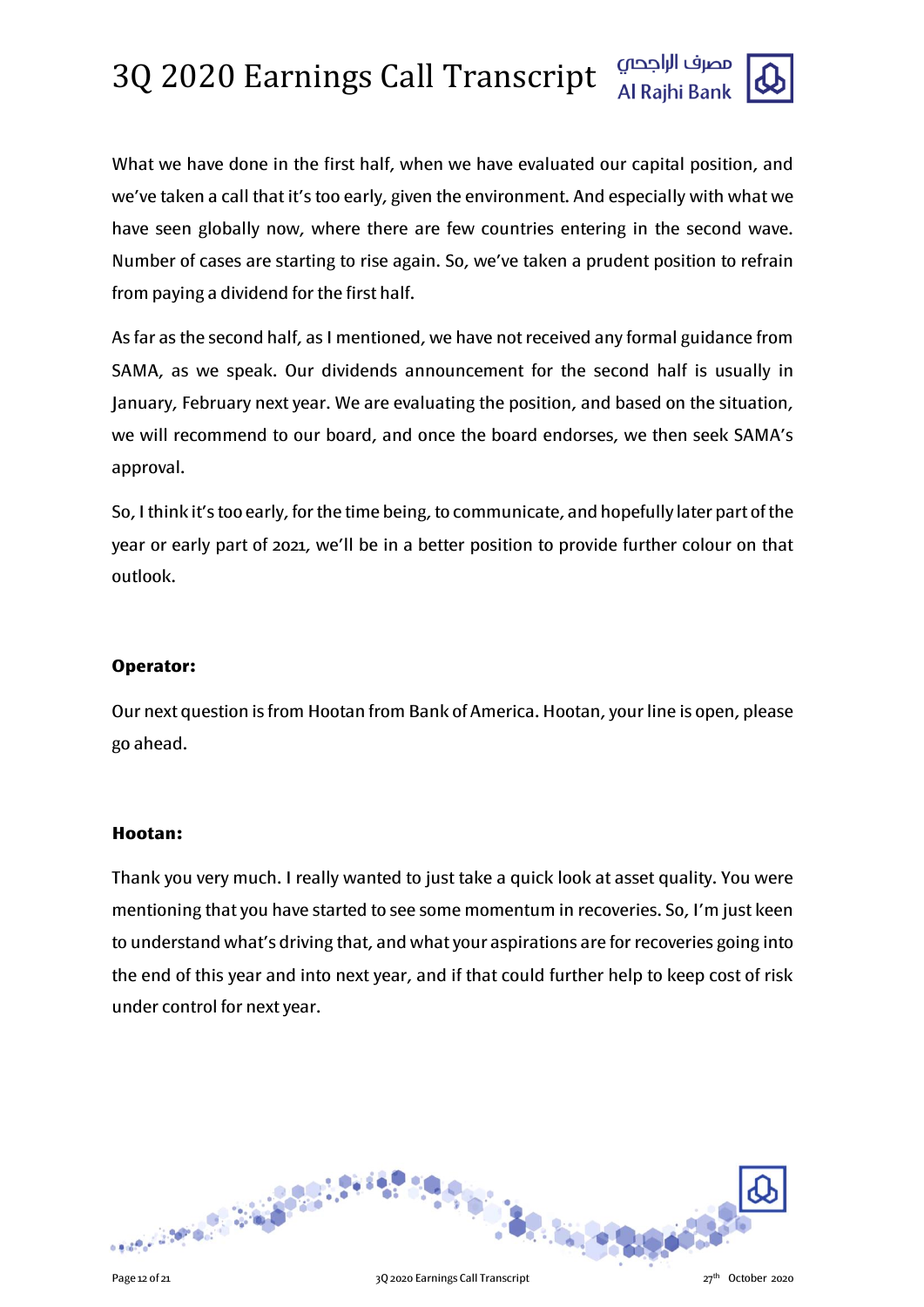What we have done in the first half, when we have evaluated our capital position, and we've taken a call that it's too early, given the environment. And especially with what we have seen globally now, where there are few countries entering in the second wave. Number of cases are starting to rise again. So, we've taken a prudent position to refrain from paying a dividend for the first half.

As far as the second half, as I mentioned, we have not received any formal guidance from SAMA, as we speak. Our dividends announcement for the second half is usually in January, February next year. We are evaluating the position, and based on the situation, we will recommend to our board, and once the board endorses, we then seek SAMA's approval.

So, I think it's too early, for the time being, to communicate, and hopefully later part of the year or early part of 2021, we'll be in a better position to provide further colour on that outlook.

**Operator:**

Our next question is from Hootan from Bank of America. Hootan, your line is open, please go ahead.

**Hootan:**

Thank you very much. I really wanted to just take a quick look at asset quality. You were mentioning that you have started to see some momentum in recoveries. So, I'm just keen to understand what's driving that, and what your aspirations are for recoveries going into the end of this year and into next year, and if that could further help to keep cost of risk under control for next year.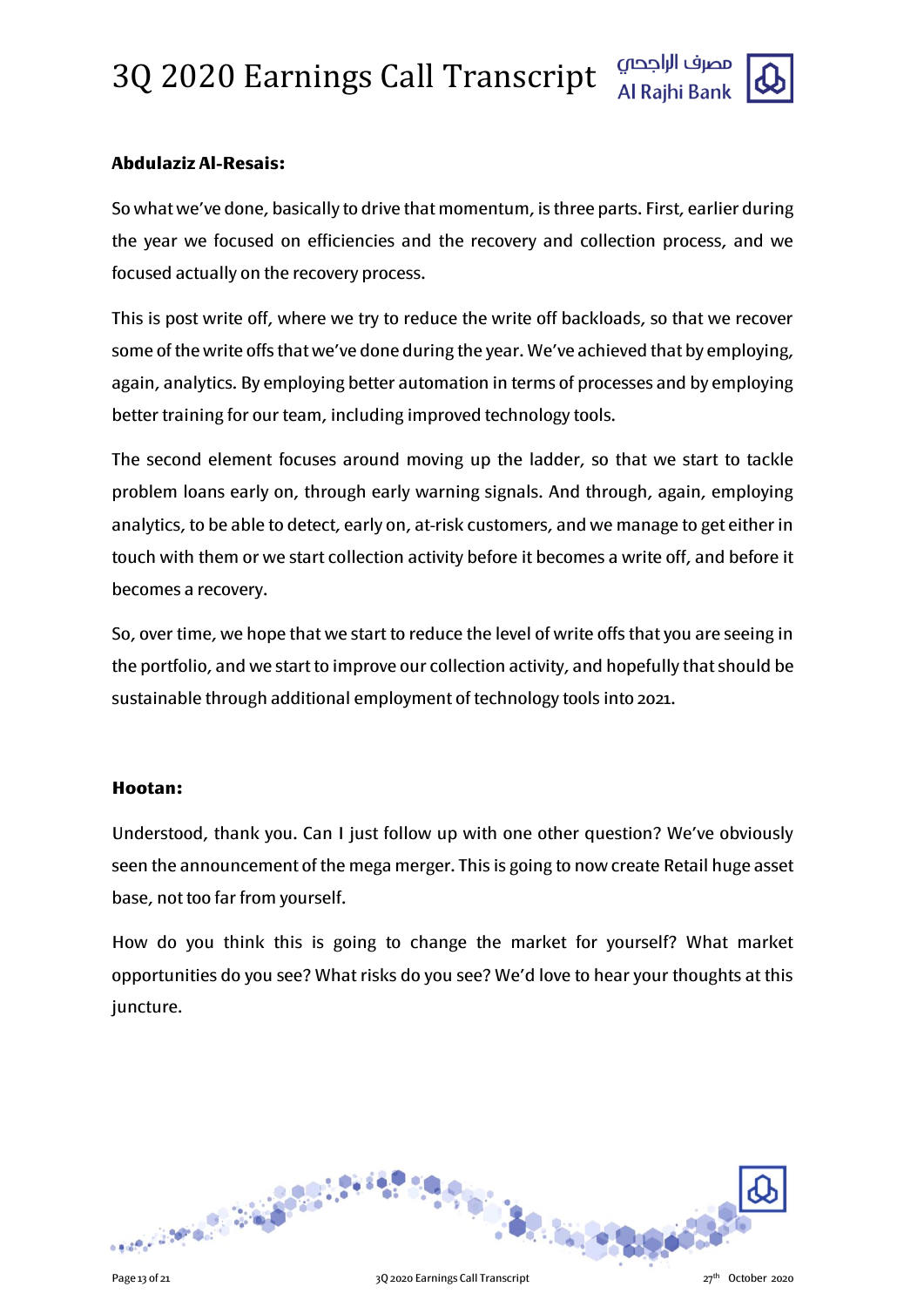**Abdulaziz Al-Resais:**

So what we've done, basically to drive that momentum, is three parts. First, earlier during the year we focused on efficiencies and the recovery and collection process, and we focused actually on the recovery process.

This is post write off, where we try to reduce the write off backloads, so that we recover some of the write offs that we've done during the year. We've achieved that by employing, again, analytics. By employing better automation in terms of processes and by employing better training for our team, including improved technology tools.

The second element focuses around moving up the ladder, so that we start to tackle problem loans early on, through early warning signals. And through, again, employing analytics, to be able to detect, early on, at-risk customers, and we manage to get either in touch with them or we start collection activity before it becomes a write off, and before it becomes a recovery.

So, over time, we hope that we start to reduce the level of write offs that you are seeing in the portfolio, and we start to improve our collection activity, and hopefully that should be sustainable through additional employment of technology tools into 2021.

**Hootan:**

Understood, thank you. Can I just follow up with one other question? We've obviously seen the announcement of the mega merger. This is going to now create Retail huge asset base, not too far from yourself.

How do you think this is going to change the market for yourself? What market opportunities do you see? What risks do you see? We'd love to hear your thoughts at this juncture.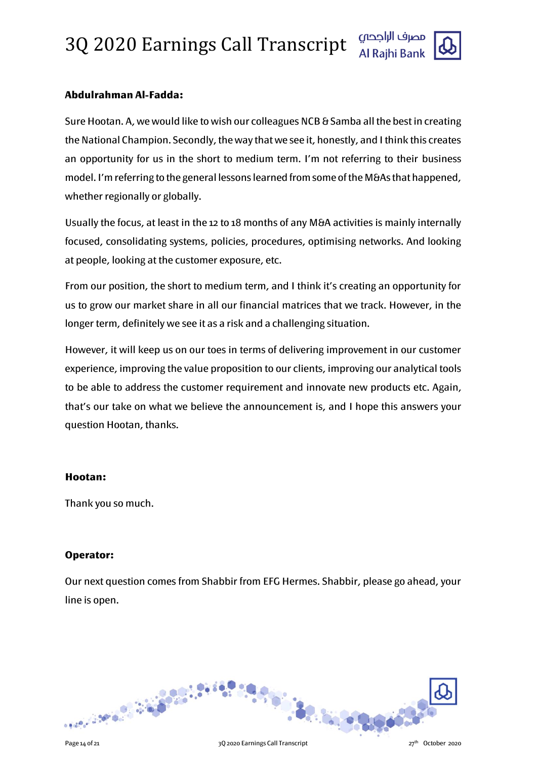**Abdulrahman Al-Fadda:**

Sure Hootan. A, we would like to wish our colleagues NCB & Samba all the best in creating the National Champion. Secondly, the way that we see it, honestly, and I think this creates an opportunity for us in the short to medium term. I'm not referring to their business model. I'm referring to the general lessons learned from some of the M&As that happened, whether regionally or globally.

Usually the focus, at least in the 12 to 18 months of any M&A activities is mainly internally focused, consolidating systems, policies, procedures, optimising networks. And looking at people, looking at the customer exposure, etc.

From our position, the short to medium term, and I think it's creating an opportunity for us to grow our market share in all our financial matrices that we track. However, in the longer term, definitely we see it as a risk and a challenging situation.

However, it will keep us on our toes in terms of delivering improvement in our customer experience, improving the value proposition to our clients, improving our analytical tools to be able to address the customer requirement and innovate new products etc. Again, that's our take on what we believe the announcement is, and I hope this answers your question Hootan, thanks.

**Hootan:**

Thank you so much.

**Operator:**

Our next question comes from Shabbir from EFG Hermes. Shabbir, please go ahead, your line is open.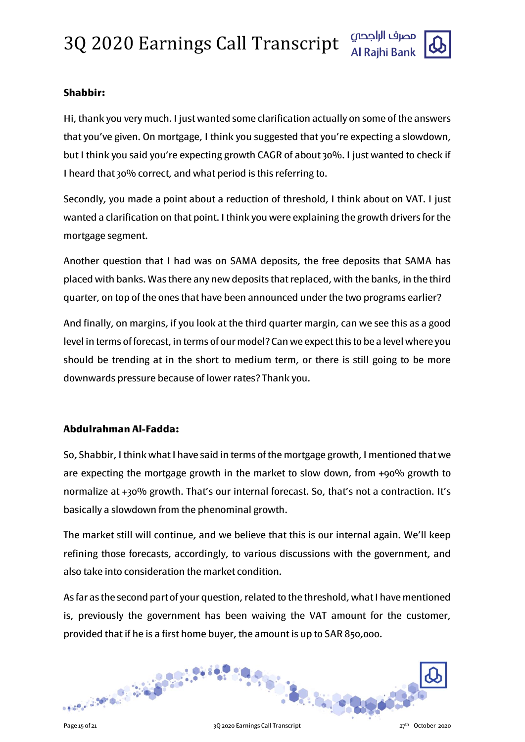**Shabbir:**

Hi, thank you very much. I just wanted some clarification actually on some of the answers that you've given. On mortgage, I think you suggested that you're expecting a slowdown, but I think you said you're expecting growth CAGR of about 30%. I just wanted to check if I heard that 30% correct, and what period is this referring to.

Secondly, you made a point about a reduction of threshold, I think about on VAT. I just wanted a clarification on that point. I think you were explaining the growth drivers for the mortgage segment.

Another question that I had was on SAMA deposits, the free deposits that SAMA has placed with banks. Was there any new deposits that replaced, with the banks, in the third quarter, on top of the ones that have been announced under the two programs earlier?

And finally, on margins, if you look at the third quarter margin, can we see this as a good level in terms of forecast, in terms of our model? Can we expect this to be a level where you should be trending at in the short to medium term, or there is still going to be more downwards pressure because of lower rates? Thank you.

**Abdulrahman Al-Fadda:**

So, Shabbir, I think what I have said in terms of the mortgage growth, I mentioned that we are expecting the mortgage growth in the market to slow down, from +90% growth to normalize at +30% growth. That's our internal forecast. So, that's not a contraction. It's basically a slowdown from the phenominal growth.

The market still will continue, and we believe that this is our internal again. We'll keep refining those forecasts, accordingly, to various discussions with the government, and also take into consideration the market condition.

As far as the second part of your question, related to the threshold, what I have mentioned is, previously the government has been waiving the VAT amount for the customer, provided that if he is a first home buyer, the amount is up to SAR 850,000.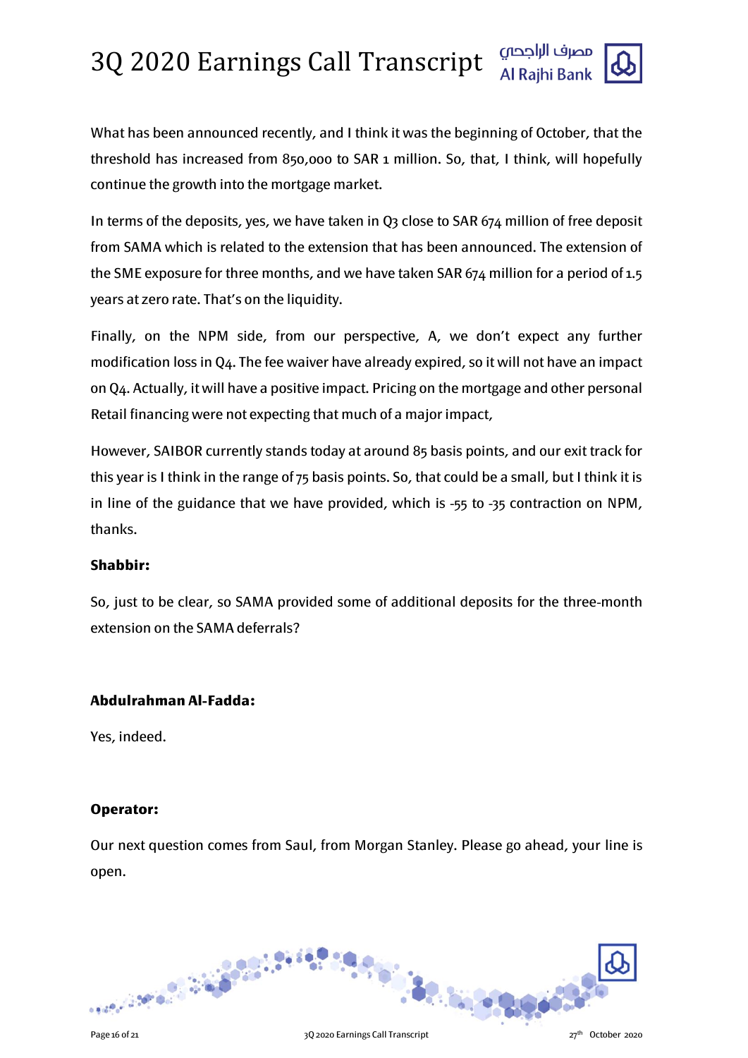What has been announced recently, and I think it was the beginning of October, that the threshold has increased from 850,000 to SAR 1 million. So, that, I think, will hopefully continue the growth into the mortgage market.

In terms of the deposits, yes, we have taken in Q3 close to SAR 674 million of free deposit from SAMA which is related to the extension that has been announced. The extension of the SME exposure for three months, and we have taken SAR 674 million for a period of 1.5 years at zero rate. That's on the liquidity.

Finally, on the NPM side, from our perspective, A, we don't expect any further modification loss in Q4. The fee waiver have already expired, so it will not have an impact on Q4. Actually, it will have a positive impact. Pricing on the mortgage and other personal Retail financing were not expecting that much of a major impact,

However, SAIBOR currently stands today at around 85 basis points, and our exit track for this year is I think in the range of 75 basis points. So, that could be a small, but I think it is in line of the guidance that we have provided, which is -55 to -35 contraction on NPM, thanks.

**Shabbir:**

So, just to be clear, so SAMA provided some of additional deposits for the three-month extension on the SAMA deferrals?

**Abdulrahman Al-Fadda:**

Yes, indeed.

**Operator:**

Our next question comes from Saul, from Morgan Stanley. Please go ahead, your line is open.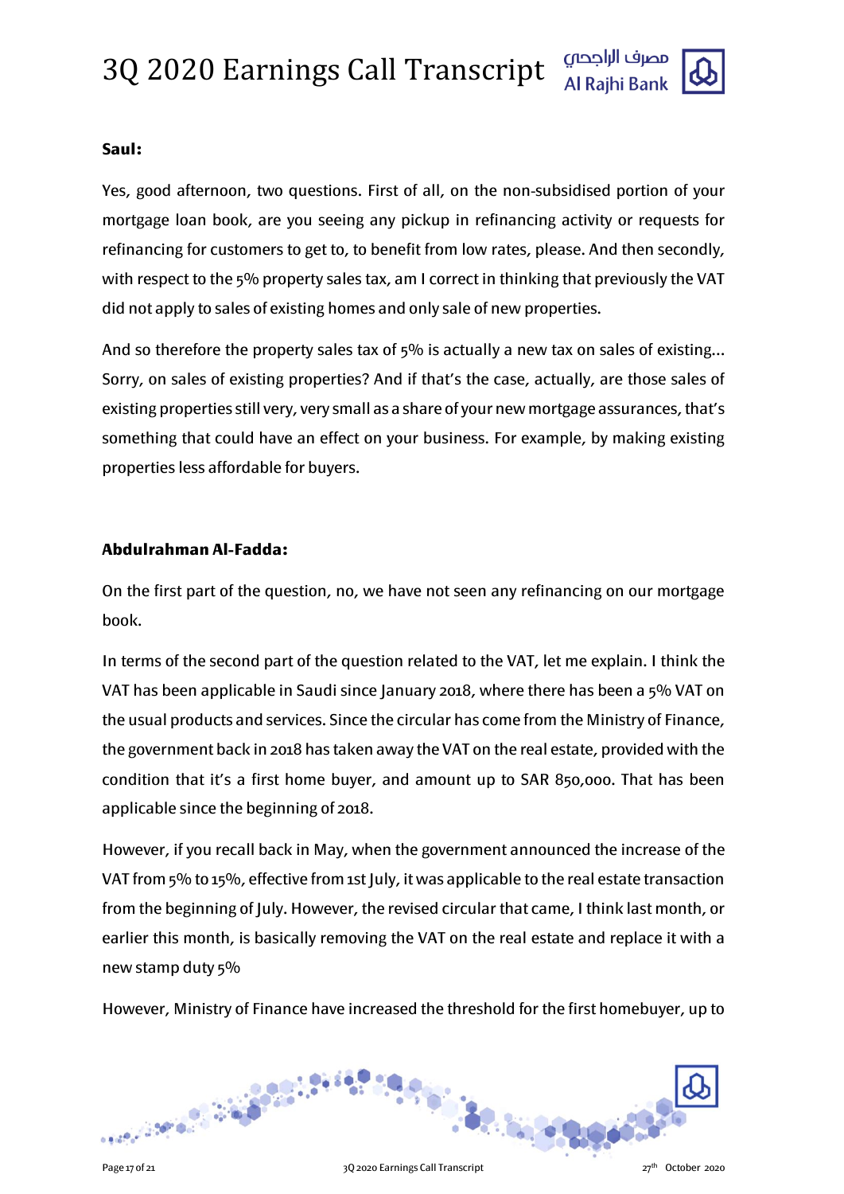**Saul:**

Yes, good afternoon, two questions. First of all, on the non-subsidised portion of your mortgage loan book, are you seeing any pickup in refinancing activity or requests for refinancing for customers to get to, to benefit from low rates, please. And then secondly, with respect to the 5% property sales tax, am I correct in thinking that previously the VAT did not apply to sales of existing homes and only sale of new properties.

And so therefore the property sales tax of 5% is actually a new tax on sales of existing... Sorry, on sales of existing properties? And if that's the case, actually, are those sales of existing properties still very, very small as a share of your new mortgage assurances, that's something that could have an effect on your business. For example, by making existing properties less affordable for buyers.

**Abdulrahman Al-Fadda:**

On the first part of the question, no, we have not seen any refinancing on our mortgage book.

In terms of the second part of the question related to the VAT, let me explain. I think the VAT has been applicable in Saudi since January 2018, where there has been a 5% VAT on the usual products and services. Since the circular has come from the Ministry of Finance, the government back in 2018 has taken away the VAT on the real estate, provided with the condition that it's a first home buyer, and amount up to SAR 850,000. That has been applicable since the beginning of 2018.

However, if you recall back in May, when the government announced the increase of the VAT from 5% to 15%, effective from 1st July, it was applicable to the real estate transaction from the beginning of July. However, the revised circular that came, I think last month, or earlier this month, is basically removing the VAT on the real estate and replace it with a new stamp duty 5%

However, Ministry of Finance have increased the threshold for the first homebuyer, up to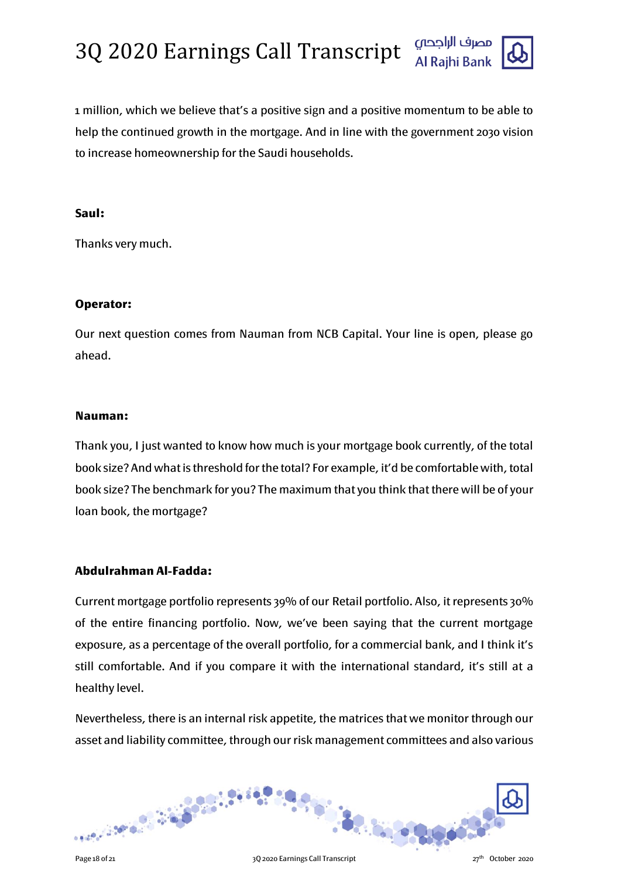1 million, which we believe that's a positive sign and a positive momentum to be able to help the continued growth in the mortgage. And in line with the government 2030 vision to increase homeownership for the Saudi households.

**Saul:**

Thanks very much.

**Operator:**

Our next question comes from Nauman from NCB Capital. Your line is open, please go ahead.

**Nauman:**

Thank you, I just wanted to know how much is your mortgage book currently, of the total book size? And what is threshold for the total? For example, it'd be comfortable with, total book size? The benchmark for you? The maximum that you think that there will be of your loan book, the mortgage?

**Abdulrahman Al-Fadda:**

Current mortgage portfolio represents 39% of our Retail portfolio. Also, it represents 30% of the entire financing portfolio. Now, we've been saying that the current mortgage exposure, as a percentage of the overall portfolio, for a commercial bank, and I think it's still comfortable. And if you compare it with the international standard, it's still at a healthy level.

Nevertheless, there is an internal risk appetite, the matrices that we monitor through our asset and liability committee, through our risk management committees and also various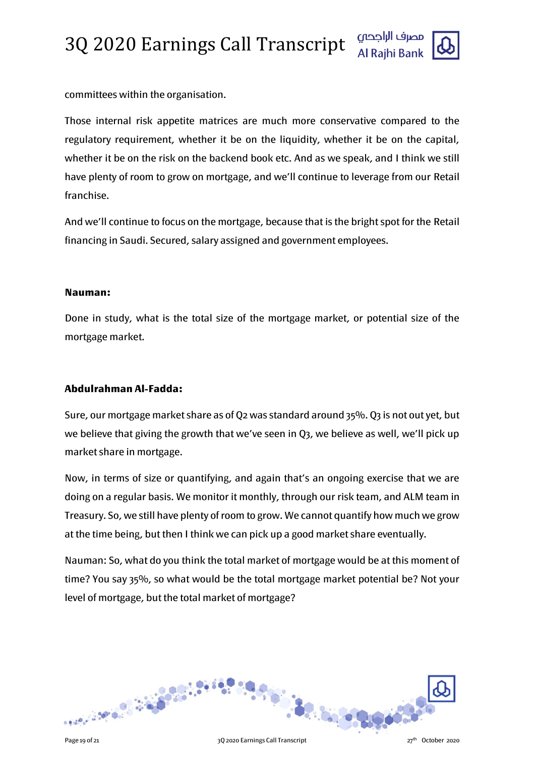committees within the organisation.

Those internal risk appetite matrices are much more conservative compared to the regulatory requirement, whether it be on the liquidity, whether it be on the capital, whether it be on the risk on the backend book etc. And as we speak, and I think we still have plenty of room to grow on mortgage, and we'll continue to leverage from our Retail franchise.

And we'll continue to focus on the mortgage, because that is the bright spot for the Retail financing in Saudi. Secured, salary assigned and government employees.

**Nauman:**

Done in study, what is the total size of the mortgage market, or potential size of the mortgage market.

**Abdulrahman Al-Fadda:**

Sure, our mortgage market share as of Q2 was standard around 35%. Q3 is not out yet, but we believe that giving the growth that we've seen in Q3, we believe as well, we'll pick up market share in mortgage.

Now, in terms of size or quantifying, and again that's an ongoing exercise that we are doing on a regular basis. We monitor it monthly, through our risk team, and ALM team in Treasury. So, we still have plenty of room to grow. We cannot quantify how much we grow at the time being, but then I think we can pick up a good market share eventually.

Nauman: So, what do you think the total market of mortgage would be at this moment of time? You say 35%, so what would be the total mortgage market potential be? Not your level of mortgage, but the total market of mortgage?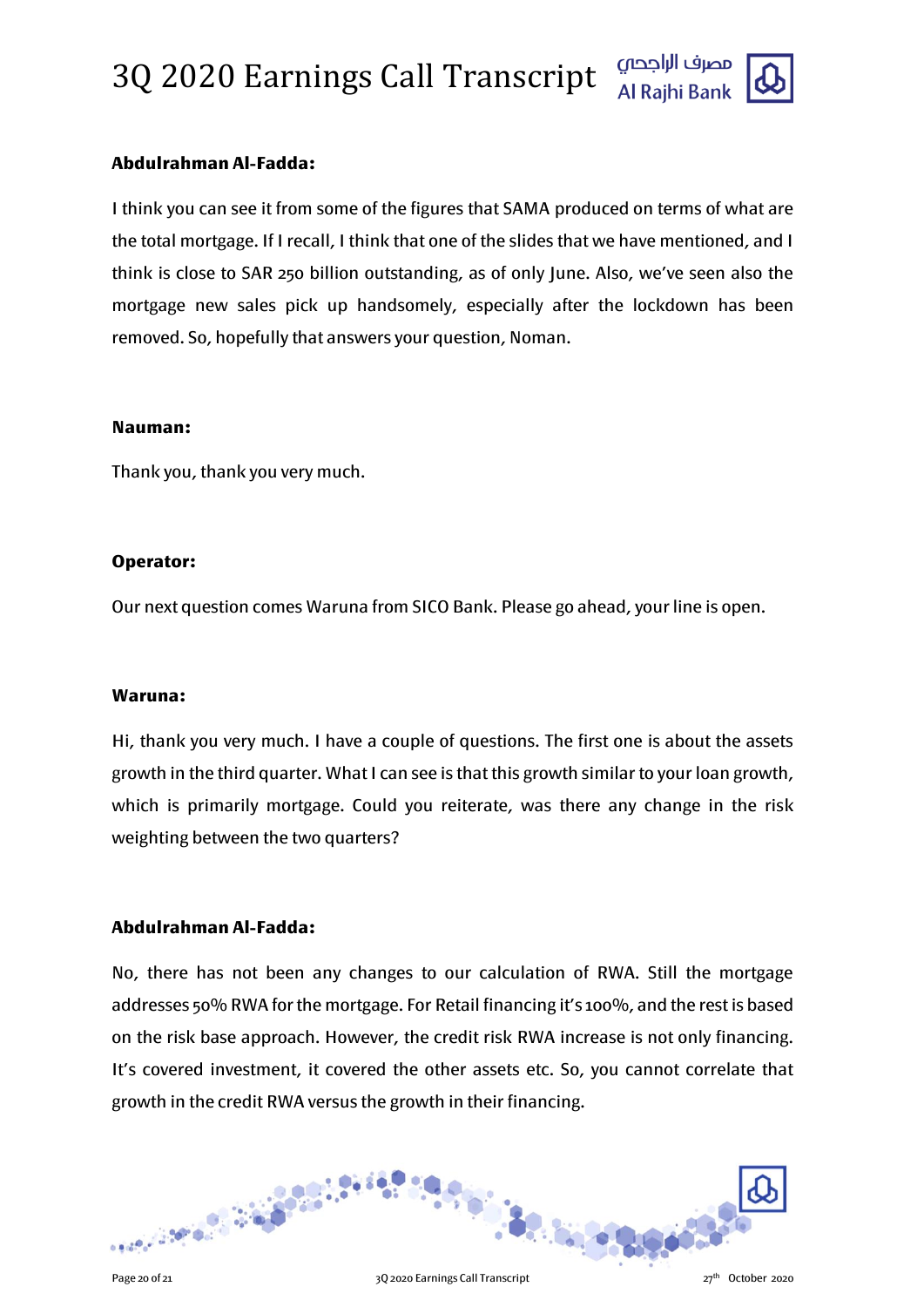**Abdulrahman Al-Fadda:**

I think you can see it from some of the figures that SAMA produced on terms of what are the total mortgage. If I recall, I think that one of the slides that we have mentioned, and I think is close to SAR 250 billion outstanding, as of only June. Also, we've seen also the mortgage new sales pick up handsomely, especially after the lockdown has been removed. So, hopefully that answers your question, Noman.

**Nauman:**

Thank you, thank you very much.

**Operator:**

Our next question comes Waruna from SICO Bank. Please go ahead, your line is open.

**Waruna:**

Hi, thank you very much. I have a couple of questions. The first one is about the assets growth in the third quarter. What I can see is that this growth similar to your loan growth, which is primarily mortgage. Could you reiterate, was there any change in the risk weighting between the two quarters?

**Abdulrahman Al-Fadda:**

No, there has not been any changes to our calculation of RWA. Still the mortgage addresses 50% RWA for the mortgage. For Retail financing it's 100%, and the rest is based on the risk base approach. However, the credit risk RWA increase is not only financing. It's covered investment, it covered the other assets etc. So, you cannot correlate that growth in the credit RWA versus the growth in their financing.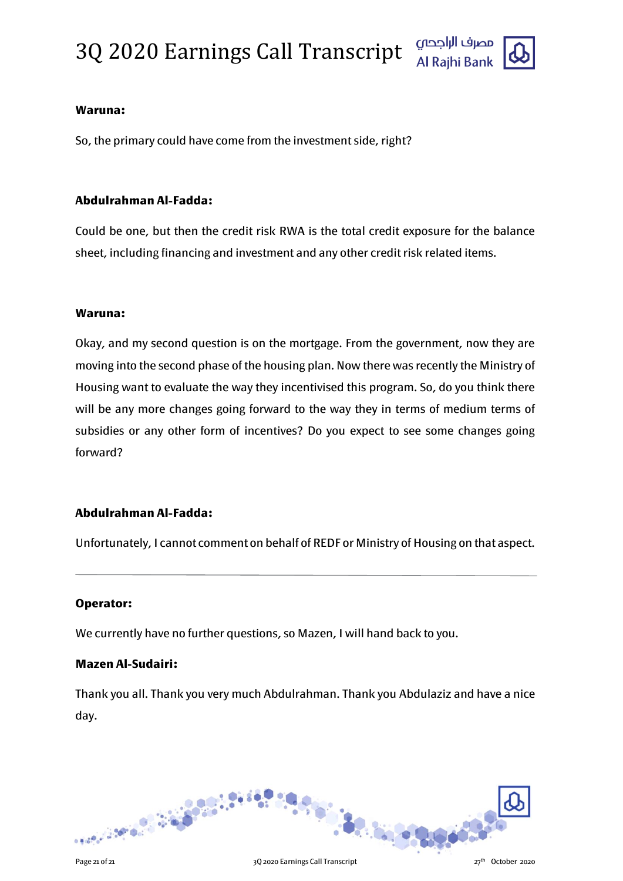**Waruna:**

So, the primary could have come from the investment side, right?

**Abdulrahman Al-Fadda:**

Could be one, but then the credit risk RWA is the total credit exposure for the balance sheet, including financing and investment and any other credit risk related items.

**Waruna:**

Okay, and my second question is on the mortgage. From the government, now they are moving into the second phase of the housing plan. Now there was recently the Ministry of Housing want to evaluate the way they incentivised this program. So, do you think there will be any more changes going forward to the way they in terms of medium terms of subsidies or any other form of incentives? Do you expect to see some changes going forward?

**Abdulrahman Al-Fadda:**

Unfortunately, I cannot comment on behalf of REDF or Ministry of Housing on that aspect.

---

**Operator:**

We currently have no further questions, so Mazen, I will hand back to you.

**Mazen Al-Sudairi:**

Thank you all. Thank you very much Abdulrahman. Thank you Abdulaziz and have a nice day.